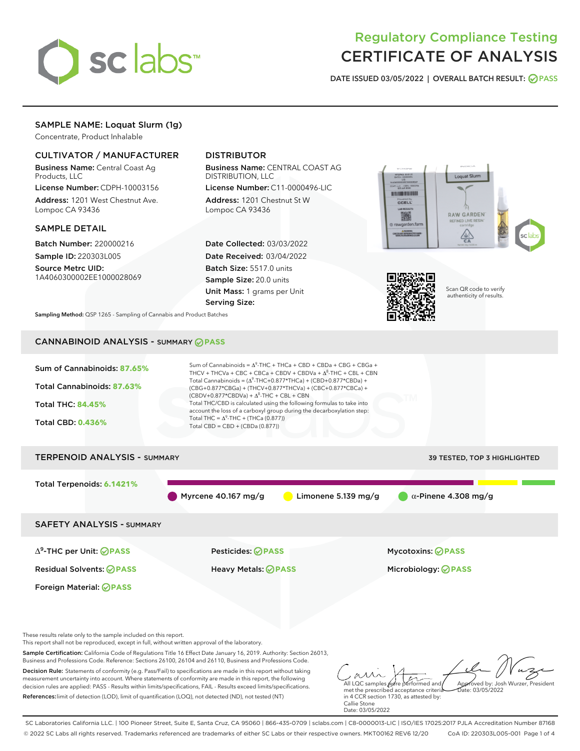# Regulatory Compliance Testing
# CERTIFICATE OF ANALYSIS

DATE ISSUED 03/05/2022 | OVERALL BATCH RESULT: PASS

## SAMPLE NAME: Loquat Slurm (1g)

Concentrate, Product Inhalable

### CULTIVATOR / MANUFACTURER

**Business Name:** Central Coast Ag Products, LLC

**License Number:** CDPH-10003156

**Address:** 1201 West Chestnut Ave. Lompoc CA 93436

### DISTRIBUTOR

**Business Name:** CENTRAL COAST AG DISTRIBUTION, LLC

**License Number:** C11-0000496-LIC

**Address:** 1201 Chestnut St W Lompoc CA 93436

### SAMPLE DETAIL

**Batch Number:** 220000216

**Sample ID:** 220303L005

**Source Metrc UID:** 1A4060300002EE1000028069

**Date Collected:** 03/03/2022

**Date Received:** 03/04/2022

**Batch Size:** 5517.0 units

**Sample Size:** 20.0 units

**Unit Mass:** 1 grams per Unit

**Serving Size:**

Scan QR code to verify authenticity of results.

**Sampling Method:** QSP 1265 - Sampling of Cannabis and Product Batches

## CANNABINOID ANALYSIS - SUMMARY PASS

Sum of Cannabinoids: **87.65%**

Total Cannabinoids: **87.63%**

Total THC: **84.45%**

Total CBD: **0.436%**

Sum of Cannabinoids = $\Delta^9$-THC + THCa + CBD + CBDa + CBG + CBGa + THCV + THCVa + CBC + CBCa + CBDV + CBDVa + $\Delta^8$-THC + CBL + CBN

Total Cannabinoids = ($\Delta^9$-THC+0.877*THCa) + (CBD+0.877*CBDa) + (CBG+0.877*CBGa) + (THCV+0.877*THCVa) + (CBC+0.877*CBCa) + (CBDV+0.877*CBDVa) + $\Delta^8$-THC + CBL + CBN

Total THC/CBD is calculated using the following formulas to take into account the loss of a carboxyl group during the decarboxylation step:

Total THC = $\Delta^9$-THC + (THCa (0.877))

Total CBD = CBD + (CBDa (0.877))

## TERPENOID ANALYSIS - SUMMARY

39 TESTED, TOP 3 HIGHLIGHTED

Total Terpenoids: **6.1421%**

Myrcene 40.167 mg/g | Limonene 5.139 mg/g | α-Pinene 4.308 mg/g

## SAFETY ANALYSIS - SUMMARY

| | | |
|---|---|---|
| $\Delta^9$-THC per Unit: PASS | Pesticides: PASS | Mycotoxins: PASS |
| Residual Solvents: PASS | Heavy Metals: PASS | Microbiology: PASS |
| Foreign Material: PASS | | |

These results relate only to the sample included on this report.
This report shall not be reproduced, except in full, without written approval of the laboratory.

**Sample Certification:** California Code of Regulations Title 16 Effect Date January 16, 2019. Authority: Section 26013, Business and Professions Code. Reference: Sections 26100, 26104 and 26110, Business and Professions Code.

**Decision Rule:** Statements of conformity (e.g. Pass/Fail) to specifications are made in this report without taking measurement uncertainty into account. Where statements of conformity are made in this report, the following decision rules are applied: PASS - Results within limits/specifications, FAIL - Results exceed limits/specifications.

**References:** limit of detection (LOD), limit of quantification (LOQ), not detected (ND), not tested (NT)

All LQC samples were performed and met the prescribed acceptance criteria in 4 CCR section 1730, as attested by: Callie Stone
Date: 03/05/2022

Approved by: Josh Wurzer, President
Date: 03/05/2022

SC Laboratories California LLC. | 100 Pioneer Street, Suite E, Santa Cruz, CA 95060 | 866-435-0709 | sclabs.com | C8-0000013-LIC | ISO/IES 17025:2017 PJLA Accreditation Number 87168
© 2022 SC Labs all rights reserved. Trademarks referenced are trademarks of either SC Labs or their respective owners. MKT00162 REV6 12/20 CoA ID: 220303L005-001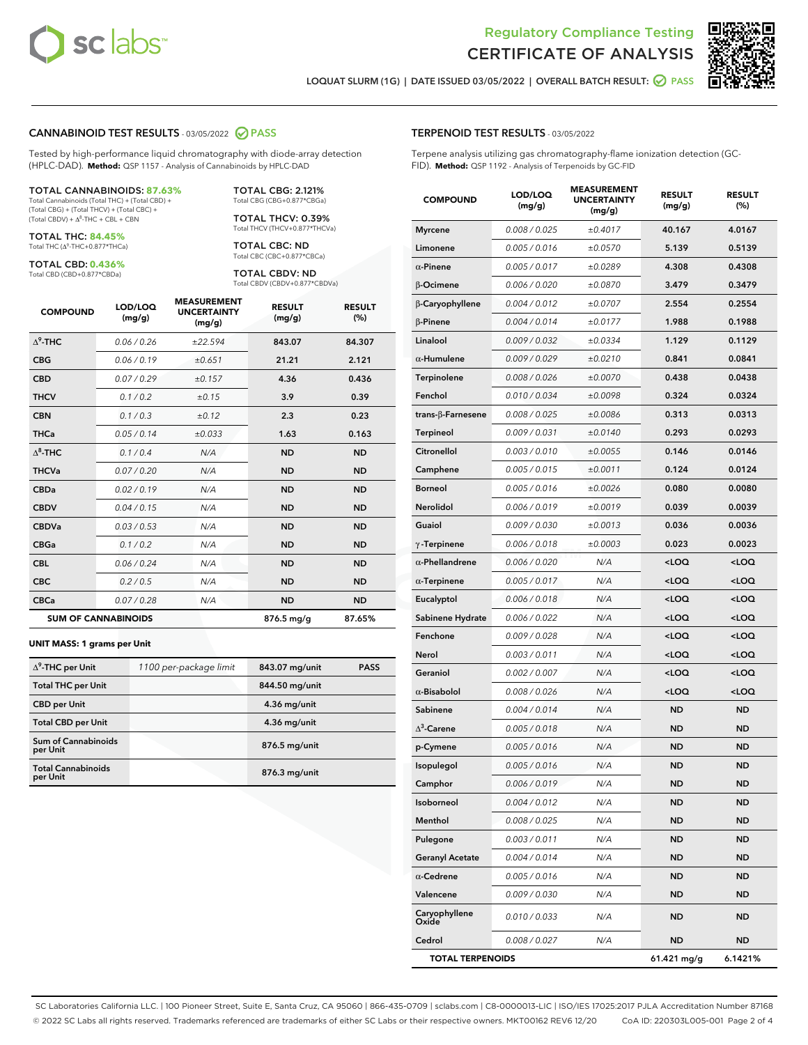# Regulatory Compliance Testing
# CERTIFICATE OF ANALYSIS

LOQUAT SLURM (1G) | DATE ISSUED 03/05/2022 | OVERALL BATCH RESULT: PASS

## CANNABINOID TEST RESULTS - 03/05/2022 PASS

Tested by high-performance liquid chromatography with diode-array detection (HPLC-DAD). **Method:** QSP 1157 - Analysis of Cannabinoids by HPLC-DAD

**TOTAL CANNABINOIDS: 87.63%**
Total Cannabinoids (Total THC) + (Total CBD) + (Total CBG) + (Total THCV) + (Total CBC) + (Total CBDV) + $\Delta^8$-THC + CBL + CBN

**TOTAL THC: 84.45%**
Total THC ($\Delta^9$-THC+0.877*THCa)

**TOTAL CBD: 0.436%**
Total CBD (CBD+0.877*CBDa)

**TOTAL CBG: 2.121%**
Total CBG (CBG+0.877*CBGa)

**TOTAL THCV: 0.39%**
Total THCV (THCV+0.877*THCVa)

**TOTAL CBC: ND**
Total CBC (CBC+0.877*CBCa)

**TOTAL CBDV: ND**
Total CBDV (CBDV+0.877*CBDVa)

| COMPOUND | LOD/LOQ (mg/g) | MEASUREMENT UNCERTAINTY (mg/g) | RESULT (mg/g) | RESULT (%) |
|---|---|---|---|---|
| $\Delta^9$-THC | 0.06 / 0.26 | ±22.594 | 843.07 | 84.307 |
| CBG | 0.06 / 0.19 | ±0.651 | 21.21 | 2.121 |
| CBD | 0.07 / 0.29 | ±0.157 | 4.36 | 0.436 |
| THCV | 0.1 / 0.2 | ±0.15 | 3.9 | 0.39 |
| CBN | 0.1 / 0.3 | ±0.12 | 2.3 | 0.23 |
| THCa | 0.05 / 0.14 | ±0.033 | 1.63 | 0.163 |
| $\Delta^8$-THC | 0.1 / 0.4 | N/A | ND | ND |
| THCVa | 0.07 / 0.20 | N/A | ND | ND |
| CBDa | 0.02 / 0.19 | N/A | ND | ND |
| CBDV | 0.04 / 0.15 | N/A | ND | ND |
| CBDVa | 0.03 / 0.53 | N/A | ND | ND |
| CBGa | 0.1 / 0.2 | N/A | ND | ND |
| CBL | 0.06 / 0.24 | N/A | ND | ND |
| CBC | 0.2 / 0.5 | N/A | ND | ND |
| CBCa | 0.07 / 0.28 | N/A | ND | ND |
| **SUM OF CANNABINOIDS** | | | 876.5 mg/g | 87.65% |

**UNIT MASS: 1 grams per Unit**

| | | | |
|---|---|---|---|
| $\Delta^9$-THC per Unit | 1100 per-package limit | 843.07 mg/unit | PASS |
| Total THC per Unit | | 844.50 mg/unit | |
| CBD per Unit | | 4.36 mg/unit | |
| Total CBD per Unit | | 4.36 mg/unit | |
| Sum of Cannabinoids per Unit | | 876.5 mg/unit | |
| Total Cannabinoids per Unit | | 876.3 mg/unit | |

## TERPENOID TEST RESULTS - 03/05/2022

Terpene analysis utilizing gas chromatography-flame ionization detection (GC-FID). **Method:** QSP 1192 - Analysis of Terpenoids by GC-FID

| COMPOUND | LOD/LOQ (mg/g) | MEASUREMENT UNCERTAINTY (mg/g) | RESULT (mg/g) | RESULT (%) |
|---|---|---|---|---|
| Myrcene | 0.008 / 0.025 | ±0.4017 | 40.167 | 4.0167 |
| Limonene | 0.005 / 0.016 | ±0.0570 | 5.139 | 0.5139 |
| α-Pinene | 0.005 / 0.017 | ±0.0289 | 4.308 | 0.4308 |
| β-Ocimene | 0.006 / 0.020 | ±0.0870 | 3.479 | 0.3479 |
| β-Caryophyllene | 0.004 / 0.012 | ±0.0707 | 2.554 | 0.2554 |
| β-Pinene | 0.004 / 0.014 | ±0.0177 | 1.988 | 0.1988 |
| Linalool | 0.009 / 0.032 | ±0.0334 | 1.129 | 0.1129 |
| α-Humulene | 0.009 / 0.029 | ±0.0210 | 0.841 | 0.0841 |
| Terpinolene | 0.008 / 0.026 | ±0.0070 | 0.438 | 0.0438 |
| Fenchol | 0.010 / 0.034 | ±0.0098 | 0.324 | 0.0324 |
| trans-β-Farnesene | 0.008 / 0.025 | ±0.0086 | 0.313 | 0.0313 |
| Terpineol | 0.009 / 0.031 | ±0.0140 | 0.293 | 0.0293 |
| Citronellol | 0.003 / 0.010 | ±0.0055 | 0.146 | 0.0146 |
| Camphene | 0.005 / 0.015 | ±0.0011 | 0.124 | 0.0124 |
| Borneol | 0.005 / 0.016 | ±0.0026 | 0.080 | 0.0080 |
| Nerolidol | 0.006 / 0.019 | ±0.0019 | 0.039 | 0.0039 |
| Guaiol | 0.009 / 0.030 | ±0.0013 | 0.036 | 0.0036 |
| γ-Terpinene | 0.006 / 0.018 | ±0.0003 | 0.023 | 0.0023 |
| α-Phellandrene | 0.006 / 0.020 | N/A | <LOQ | <LOQ |
| α-Terpinene | 0.005 / 0.017 | N/A | <LOQ | <LOQ |
| Eucalyptol | 0.006 / 0.018 | N/A | <LOQ | <LOQ |
| Sabinene Hydrate | 0.006 / 0.022 | N/A | <LOQ | <LOQ |
| Fenchone | 0.009 / 0.028 | N/A | <LOQ | <LOQ |
| Nerol | 0.003 / 0.011 | N/A | <LOQ | <LOQ |
| Geraniol | 0.002 / 0.007 | N/A | <LOQ | <LOQ |
| α-Bisabolol | 0.008 / 0.026 | N/A | <LOQ | <LOQ |
| Sabinene | 0.004 / 0.014 | N/A | ND | ND |
| $\Delta^3$-Carene | 0.005 / 0.018 | N/A | ND | ND |
| p-Cymene | 0.005 / 0.016 | N/A | ND | ND |
| Isopulegol | 0.005 / 0.016 | N/A | ND | ND |
| Camphor | 0.006 / 0.019 | N/A | ND | ND |
| Isoborneol | 0.004 / 0.012 | N/A | ND | ND |
| Menthol | 0.008 / 0.025 | N/A | ND | ND |
| Pulegone | 0.003 / 0.011 | N/A | ND | ND |
| Geranyl Acetate | 0.004 / 0.014 | N/A | ND | ND |
| α-Cedrene | 0.005 / 0.016 | N/A | ND | ND |
| Valencene | 0.009 / 0.030 | N/A | ND | ND |
| Caryophyllene Oxide | 0.010 / 0.033 | N/A | ND | ND |
| Cedrol | 0.008 / 0.027 | N/A | ND | ND |
| **TOTAL TERPENOIDS** | | | 61.421 mg/g | 6.1421% |

SC Laboratories California LLC. | 100 Pioneer Street, Suite E, Santa Cruz, CA 95060 | 866-435-0709 | sclabs.com | C8-0000013-LIC | ISO/IES 17025:2017 PJLA Accreditation Number 87168
© 2022 SC Labs all rights reserved. Trademarks referenced are trademarks of either SC Labs or their respective owners. MKT00162 REV6 12/20 CoA ID: 220303L005-001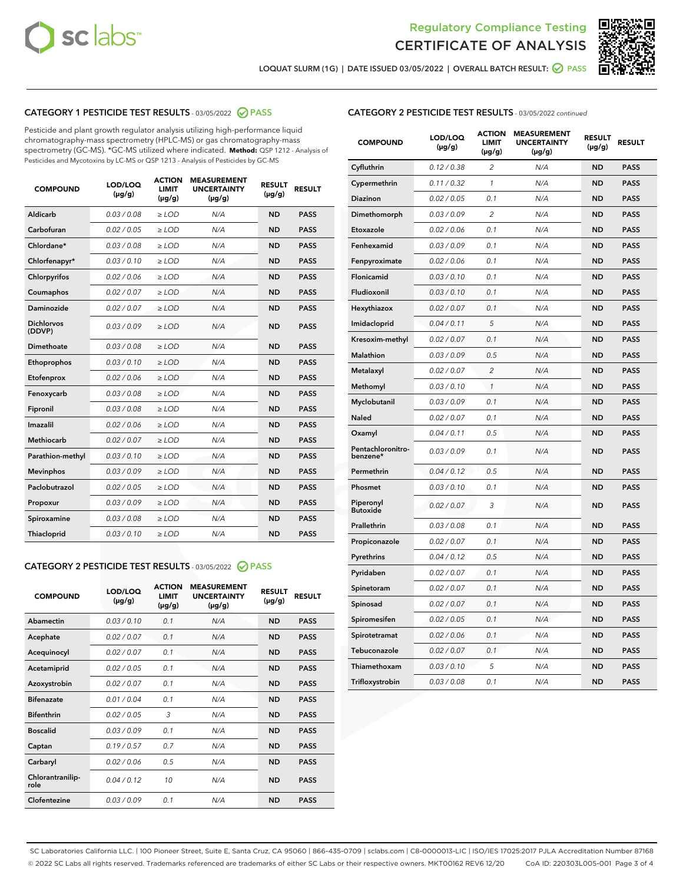Regulatory Compliance Testing
CERTIFICATE OF ANALYSIS

LOQUAT SLURM (1G) | DATE ISSUED 03/05/2022 | OVERALL BATCH RESULT: PASS

## CATEGORY 1 PESTICIDE TEST RESULTS - 03/05/2022 PASS

Pesticide and plant growth regulator analysis utilizing high-performance liquid chromatography-mass spectrometry (HPLC-MS) or gas chromatography-mass spectrometry (GC-MS). *GC-MS utilized where indicated. **Method:** QSP 1212 - Analysis of Pesticides and Mycotoxins by LC-MS or QSP 1213 - Analysis of Pesticides by GC-MS

| COMPOUND | LOD/LOQ (µg/g) | ACTION LIMIT (µg/g) | MEASUREMENT UNCERTAINTY (µg/g) | RESULT (µg/g) | RESULT |
|---|---|---|---|---|---|
| Aldicarb | 0.03 / 0.08 | ≥ LOD | N/A | ND | PASS |
| Carbofuran | 0.02 / 0.05 | ≥ LOD | N/A | ND | PASS |
| Chlordane* | 0.03 / 0.08 | ≥ LOD | N/A | ND | PASS |
| Chlorfenapyr* | 0.03 / 0.10 | ≥ LOD | N/A | ND | PASS |
| Chlorpyrifos | 0.02 / 0.06 | ≥ LOD | N/A | ND | PASS |
| Coumaphos | 0.02 / 0.07 | ≥ LOD | N/A | ND | PASS |
| Daminozide | 0.02 / 0.07 | ≥ LOD | N/A | ND | PASS |
| Dichlorvos (DDVP) | 0.03 / 0.09 | ≥ LOD | N/A | ND | PASS |
| Dimethoate | 0.03 / 0.08 | ≥ LOD | N/A | ND | PASS |
| Ethoprophos | 0.03 / 0.10 | ≥ LOD | N/A | ND | PASS |
| Etofenprox | 0.02 / 0.06 | ≥ LOD | N/A | ND | PASS |
| Fenoxycarb | 0.03 / 0.08 | ≥ LOD | N/A | ND | PASS |
| Fipronil | 0.03 / 0.08 | ≥ LOD | N/A | ND | PASS |
| Imazalil | 0.02 / 0.06 | ≥ LOD | N/A | ND | PASS |
| Methiocarb | 0.02 / 0.07 | ≥ LOD | N/A | ND | PASS |
| Parathion-methyl | 0.03 / 0.10 | ≥ LOD | N/A | ND | PASS |
| Mevinphos | 0.03 / 0.09 | ≥ LOD | N/A | ND | PASS |
| Paclobutrazol | 0.02 / 0.05 | ≥ LOD | N/A | ND | PASS |
| Propoxur | 0.03 / 0.09 | ≥ LOD | N/A | ND | PASS |
| Spiroxamine | 0.03 / 0.08 | ≥ LOD | N/A | ND | PASS |
| Thiacloprid | 0.03 / 0.10 | ≥ LOD | N/A | ND | PASS |

## CATEGORY 2 PESTICIDE TEST RESULTS - 03/05/2022 PASS

| COMPOUND | LOD/LOQ (µg/g) | ACTION LIMIT (µg/g) | MEASUREMENT UNCERTAINTY (µg/g) | RESULT (µg/g) | RESULT |
|---|---|---|---|---|---|
| Abamectin | 0.03 / 0.10 | 0.1 | N/A | ND | PASS |
| Acephate | 0.02 / 0.07 | 0.1 | N/A | ND | PASS |
| Acequinocyl | 0.02 / 0.07 | 0.1 | N/A | ND | PASS |
| Acetamiprid | 0.02 / 0.05 | 0.1 | N/A | ND | PASS |
| Azoxystrobin | 0.02 / 0.07 | 0.1 | N/A | ND | PASS |
| Bifenazate | 0.01 / 0.04 | 0.1 | N/A | ND | PASS |
| Bifenthrin | 0.02 / 0.05 | 3 | N/A | ND | PASS |
| Boscalid | 0.03 / 0.09 | 0.1 | N/A | ND | PASS |
| Captan | 0.19 / 0.57 | 0.7 | N/A | ND | PASS |
| Carbaryl | 0.02 / 0.06 | 0.5 | N/A | ND | PASS |
| Chlorantraniliprole | 0.04 / 0.12 | 10 | N/A | ND | PASS |
| Clofentezine | 0.03 / 0.09 | 0.1 | N/A | ND | PASS |
| Cyfluthrin | 0.12 / 0.38 | 2 | N/A | ND | PASS |
| Cypermethrin | 0.11 / 0.32 | 1 | N/A | ND | PASS |
| Diazinon | 0.02 / 0.05 | 0.1 | N/A | ND | PASS |
| Dimethomorph | 0.03 / 0.09 | 2 | N/A | ND | PASS |
| Etoxazole | 0.02 / 0.06 | 0.1 | N/A | ND | PASS |
| Fenhexamid | 0.03 / 0.09 | 0.1 | N/A | ND | PASS |
| Fenpyroximate | 0.02 / 0.06 | 0.1 | N/A | ND | PASS |
| Flonicamid | 0.03 / 0.10 | 0.1 | N/A | ND | PASS |
| Fludioxonil | 0.03 / 0.10 | 0.1 | N/A | ND | PASS |
| Hexythiazox | 0.02 / 0.07 | 0.1 | N/A | ND | PASS |
| Imidacloprid | 0.04 / 0.11 | 5 | N/A | ND | PASS |
| Kresoxim-methyl | 0.02 / 0.07 | 0.1 | N/A | ND | PASS |
| Malathion | 0.03 / 0.09 | 0.5 | N/A | ND | PASS |
| Metalaxyl | 0.02 / 0.07 | 2 | N/A | ND | PASS |
| Methomyl | 0.03 / 0.10 | 1 | N/A | ND | PASS |
| Myclobutanil | 0.03 / 0.09 | 0.1 | N/A | ND | PASS |
| Naled | 0.02 / 0.07 | 0.1 | N/A | ND | PASS |
| Oxamyl | 0.04 / 0.11 | 0.5 | N/A | ND | PASS |
| Pentachloronitrobenzene* | 0.03 / 0.09 | 0.1 | N/A | ND | PASS |
| Permethrin | 0.04 / 0.12 | 0.5 | N/A | ND | PASS |
| Phosmet | 0.03 / 0.10 | 0.1 | N/A | ND | PASS |
| Piperonyl Butoxide | 0.02 / 0.07 | 3 | N/A | ND | PASS |
| Prallethrin | 0.03 / 0.08 | 0.1 | N/A | ND | PASS |
| Propiconazole | 0.02 / 0.07 | 0.1 | N/A | ND | PASS |
| Pyrethrins | 0.04 / 0.12 | 0.5 | N/A | ND | PASS |
| Pyridaben | 0.02 / 0.07 | 0.1 | N/A | ND | PASS |
| Spinetoram | 0.02 / 0.07 | 0.1 | N/A | ND | PASS |
| Spinosad | 0.02 / 0.07 | 0.1 | N/A | ND | PASS |
| Spiromesifen | 0.02 / 0.05 | 0.1 | N/A | ND | PASS |
| Spirotetramat | 0.02 / 0.06 | 0.1 | N/A | ND | PASS |
| Tebuconazole | 0.02 / 0.07 | 0.1 | N/A | ND | PASS |
| Thiamethoxam | 0.03 / 0.10 | 5 | N/A | ND | PASS |
| Trifloxystrobin | 0.03 / 0.08 | 0.1 | N/A | ND | PASS |

SC Laboratories California LLC. | 100 Pioneer Street, Suite E, Santa Cruz, CA 95060 | 866-435-0709 | sclabs.com | C8-0000013-LIC | ISO/IES 17025:2017 PJLA Accreditation Number 87168
© 2022 SC Labs all rights reserved. Trademarks referenced are trademarks of either SC Labs or their respective owners. MKT00162 REV6 12/20 CoA ID: 220303L005-001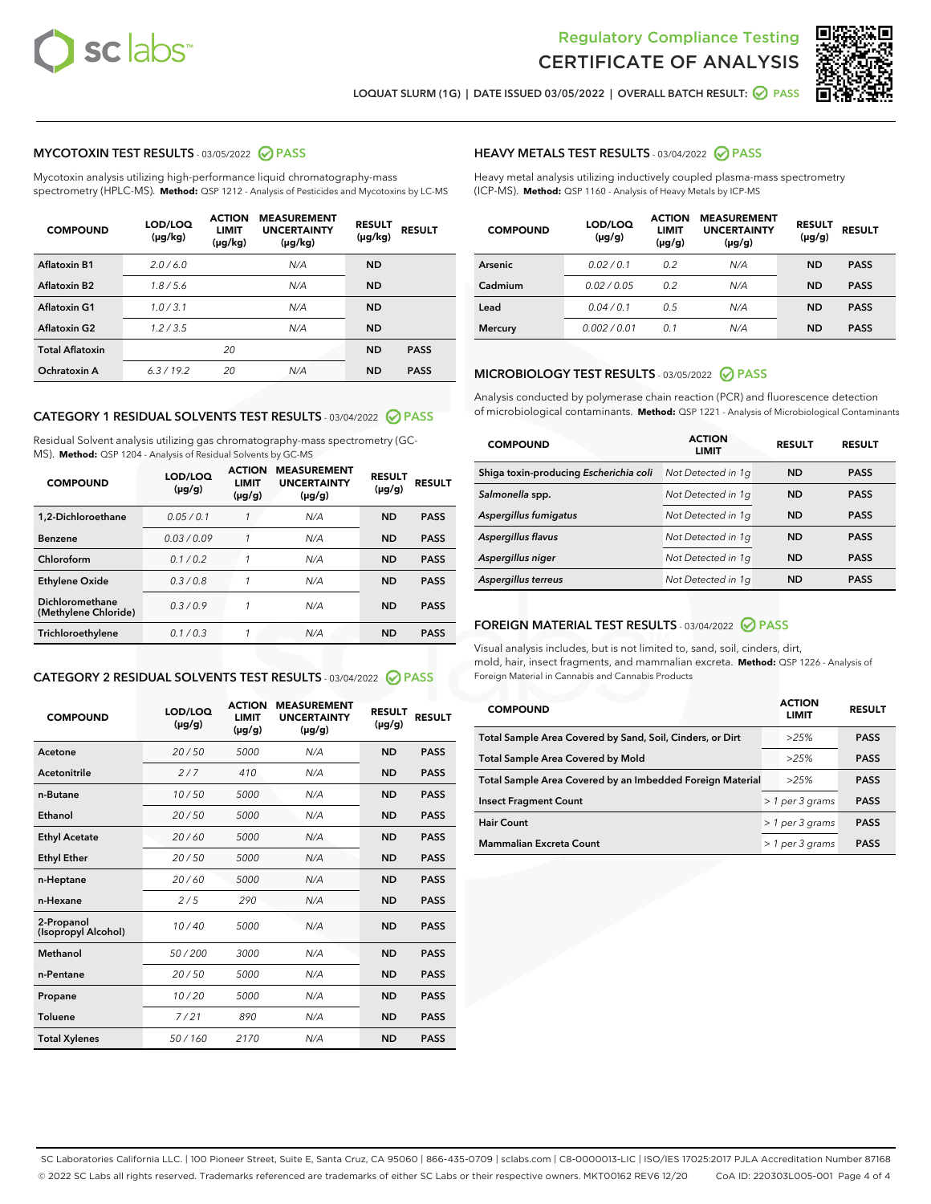Regulatory Compliance Testing
# CERTIFICATE OF ANALYSIS

LOQUAT SLURM (1G) | DATE ISSUED 03/05/2022 | OVERALL BATCH RESULT: PASS

## MYCOTOXIN TEST RESULTS - 03/05/2022 PASS

Mycotoxin analysis utilizing high-performance liquid chromatography-mass spectrometry (HPLC-MS). **Method:** QSP 1212 - Analysis of Pesticides and Mycotoxins by LC-MS

| COMPOUND | LOD/LOQ (µg/kg) | ACTION LIMIT (µg/kg) | MEASUREMENT UNCERTAINTY (µg/kg) | RESULT (µg/kg) | RESULT |
|---|---|---|---|---|---|
| Aflatoxin B1 | 2.0 / 6.0 | | N/A | ND | |
| Aflatoxin B2 | 1.8 / 5.6 | | N/A | ND | |
| Aflatoxin G1 | 1.0 / 3.1 | | N/A | ND | |
| Aflatoxin G2 | 1.2 / 3.5 | | N/A | ND | |
| Total Aflatoxin | | 20 | | ND | PASS |
| Ochratoxin A | 6.3 / 19.2 | 20 | N/A | ND | PASS |

## CATEGORY 1 RESIDUAL SOLVENTS TEST RESULTS - 03/04/2022 PASS

Residual Solvent analysis utilizing gas chromatography-mass spectrometry (GC-MS). **Method:** QSP 1204 - Analysis of Residual Solvents by GC-MS

| COMPOUND | LOD/LOQ (µg/g) | ACTION LIMIT (µg/g) | MEASUREMENT UNCERTAINTY (µg/g) | RESULT (µg/g) | RESULT |
|---|---|---|---|---|---|
| 1,2-Dichloroethane | 0.05 / 0.1 | 1 | N/A | ND | PASS |
| Benzene | 0.03 / 0.09 | 1 | N/A | ND | PASS |
| Chloroform | 0.1 / 0.2 | 1 | N/A | ND | PASS |
| Ethylene Oxide | 0.3 / 0.8 | 1 | N/A | ND | PASS |
| Dichloromethane (Methylene Chloride) | 0.3 / 0.9 | 1 | N/A | ND | PASS |
| Trichloroethylene | 0.1 / 0.3 | 1 | N/A | ND | PASS |

## CATEGORY 2 RESIDUAL SOLVENTS TEST RESULTS - 03/04/2022 PASS

| COMPOUND | LOD/LOQ (µg/g) | ACTION LIMIT (µg/g) | MEASUREMENT UNCERTAINTY (µg/g) | RESULT (µg/g) | RESULT |
|---|---|---|---|---|---|
| Acetone | 20 / 50 | 5000 | N/A | ND | PASS |
| Acetonitrile | 2 / 7 | 410 | N/A | ND | PASS |
| n-Butane | 10 / 50 | 5000 | N/A | ND | PASS |
| Ethanol | 20 / 50 | 5000 | N/A | ND | PASS |
| Ethyl Acetate | 20 / 60 | 5000 | N/A | ND | PASS |
| Ethyl Ether | 20 / 50 | 5000 | N/A | ND | PASS |
| n-Heptane | 20 / 60 | 5000 | N/A | ND | PASS |
| n-Hexane | 2 / 5 | 290 | N/A | ND | PASS |
| 2-Propanol (Isopropyl Alcohol) | 10 / 40 | 5000 | N/A | ND | PASS |
| Methanol | 50 / 200 | 3000 | N/A | ND | PASS |
| n-Pentane | 20 / 50 | 5000 | N/A | ND | PASS |
| Propane | 10 / 20 | 5000 | N/A | ND | PASS |
| Toluene | 7 / 21 | 890 | N/A | ND | PASS |
| Total Xylenes | 50 / 160 | 2170 | N/A | ND | PASS |

## HEAVY METALS TEST RESULTS - 03/04/2022 PASS

Heavy metal analysis utilizing inductively coupled plasma-mass spectrometry (ICP-MS). **Method:** QSP 1160 - Analysis of Heavy Metals by ICP-MS

| COMPOUND | LOD/LOQ (µg/g) | ACTION LIMIT (µg/g) | MEASUREMENT UNCERTAINTY (µg/g) | RESULT (µg/g) | RESULT |
|---|---|---|---|---|---|
| Arsenic | 0.02 / 0.1 | 0.2 | N/A | ND | PASS |
| Cadmium | 0.02 / 0.05 | 0.2 | N/A | ND | PASS |
| Lead | 0.04 / 0.1 | 0.5 | N/A | ND | PASS |
| Mercury | 0.002 / 0.01 | 0.1 | N/A | ND | PASS |

## MICROBIOLOGY TEST RESULTS - 03/05/2022 PASS

Analysis conducted by polymerase chain reaction (PCR) and fluorescence detection of microbiological contaminants. **Method:** QSP 1221 - Analysis of Microbiological Contaminants

| COMPOUND | ACTION LIMIT | RESULT | RESULT |
|---|---|---|---|
| Shiga toxin-producing *Escherichia coli* | Not Detected in 1g | ND | PASS |
| *Salmonella* spp. | Not Detected in 1g | ND | PASS |
| *Aspergillus fumigatus* | Not Detected in 1g | ND | PASS |
| *Aspergillus flavus* | Not Detected in 1g | ND | PASS |
| *Aspergillus niger* | Not Detected in 1g | ND | PASS |
| *Aspergillus terreus* | Not Detected in 1g | ND | PASS |

## FOREIGN MATERIAL TEST RESULTS - 03/04/2022 PASS

Visual analysis includes, but is not limited to, sand, soil, cinders, dirt, mold, hair, insect fragments, and mammalian excreta. **Method:** QSP 1226 - Analysis of Foreign Material in Cannabis and Cannabis Products

| COMPOUND | ACTION LIMIT | RESULT |
|---|---|---|
| Total Sample Area Covered by Sand, Soil, Cinders, or Dirt | >25% | PASS |
| Total Sample Area Covered by Mold | >25% | PASS |
| Total Sample Area Covered by an Imbedded Foreign Material | >25% | PASS |
| Insect Fragment Count | > 1 per 3 grams | PASS |
| Hair Count | > 1 per 3 grams | PASS |
| Mammalian Excreta Count | > 1 per 3 grams | PASS |

SC Laboratories California LLC. | 100 Pioneer Street, Suite E, Santa Cruz, CA 95060 | 866-435-0709 | sclabs.com | C8-0000013-LIC | ISO/IES 17025:2017 PJLA Accreditation Number 87168
© 2022 SC Labs all rights reserved. Trademarks referenced are trademarks of either SC Labs or their respective owners. MKT00162 REV6 12/20 CoA ID: 220303L005-001